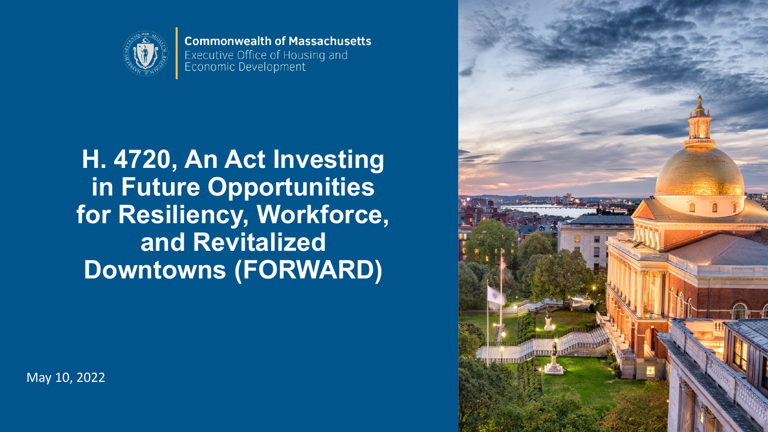**Commonwealth of Massachusetts**
Executive Office of Housing and Economic Development

# H. 4720, An Act Investing in Future Opportunities for Resiliency, Workforce, and Revitalized Downtowns (FORWARD)

May 10, 2022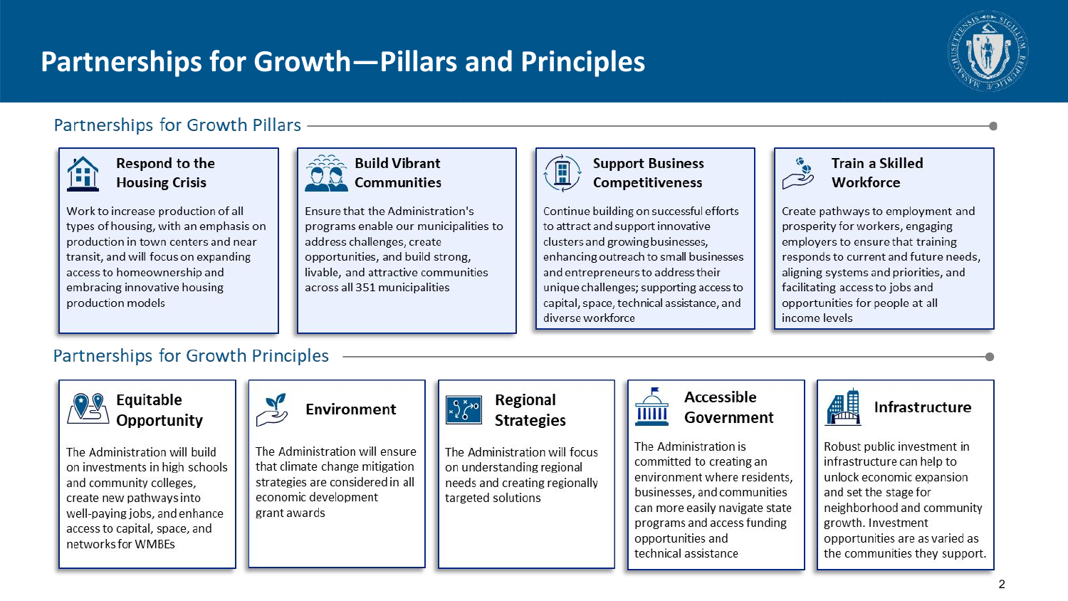# Partnerships for Growth—Pillars and Principles

## Partnerships for Growth Pillars

### Respond to the Housing Crisis

Work to increase production of all types of housing, with an emphasis on production in town centers and near transit, and will focus on expanding access to homeownership and embracing innovative housing production models

### Build Vibrant Communities

Ensure that the Administration's programs enable our municipalities to address challenges, create opportunities, and build strong, livable, and attractive communities across all 351 municipalities

### Support Business Competitiveness

Continue building on successful efforts to attract and support innovative clusters and growing businesses, enhancing outreach to small businesses and entrepreneurs to address their unique challenges; supporting access to capital, space, technical assistance, and diverse workforce

### Train a Skilled Workforce

Create pathways to employment and prosperity for workers, engaging employers to ensure that training responds to current and future needs, aligning systems and priorities, and facilitating access to jobs and opportunities for people at all income levels

## Partnerships for Growth Principles

### Equitable Opportunity

The Administration will build on investments in high schools and community colleges, create new pathways into well-paying jobs, and enhance access to capital, space, and networks for WMBEs

### Environment

The Administration will ensure that climate change mitigation strategies are considered in all economic development grant awards

### Regional Strategies

The Administration will focus on understanding regional needs and creating regionally targeted solutions

### Accessible Government

The Administration is committed to creating an environment where residents, businesses, and communities can more easily navigate state programs and access funding opportunities and technical assistance

### Infrastructure

Robust public investment in infrastructure can help to unlock economic expansion and set the stage for neighborhood and community growth. Investment opportunities are as varied as the communities they support.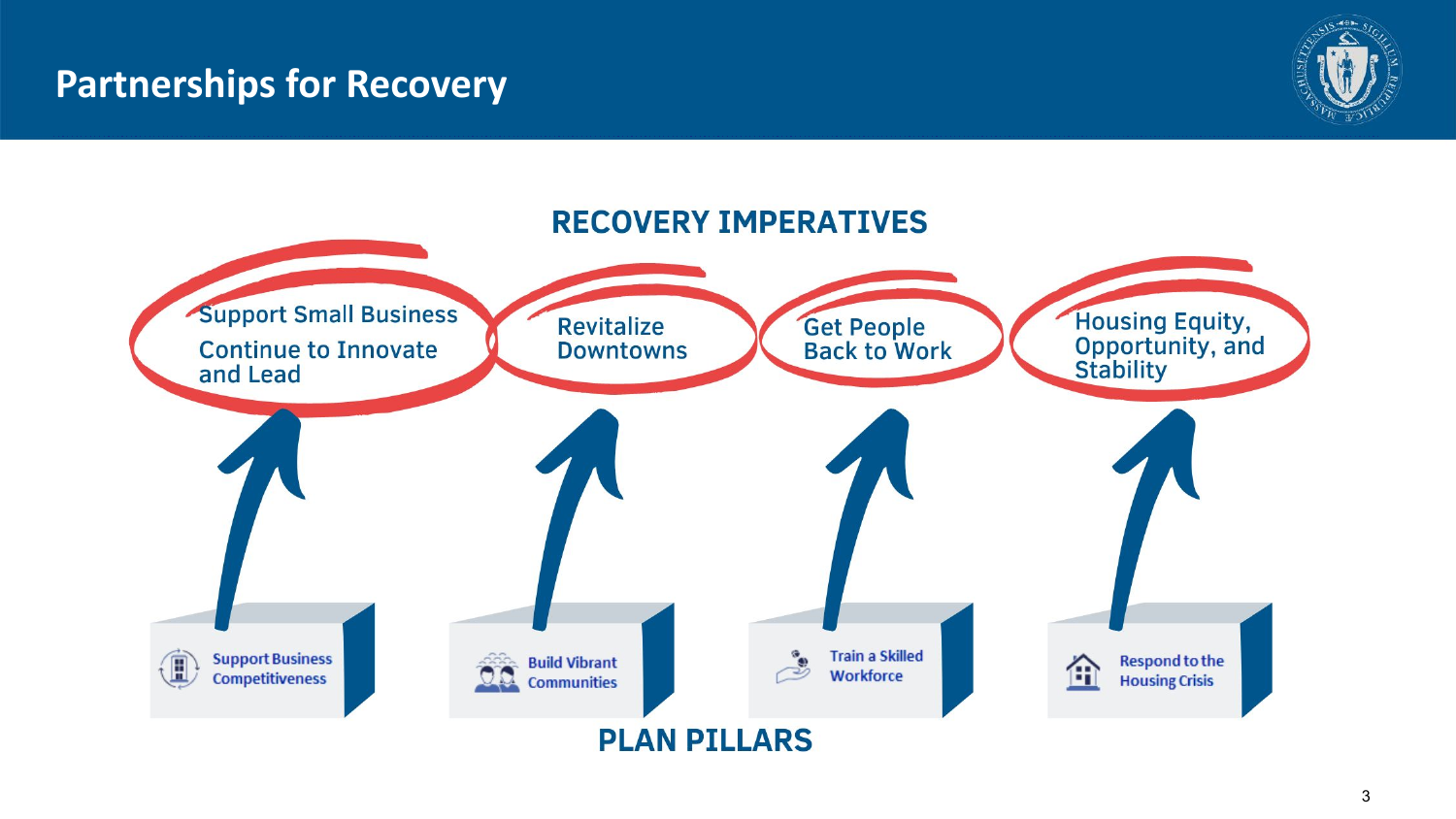# Partnerships for Recovery

## RECOVERY IMPERATIVES

- Support Small Business
  Continue to Innovate and Lead
- Revitalize Downtowns
- Get People Back to Work
- Housing Equity, Opportunity, and Stability

## PLAN PILLARS

- Support Business Competitiveness
- Build Vibrant Communities
- Train a Skilled Workforce
- Respond to the Housing Crisis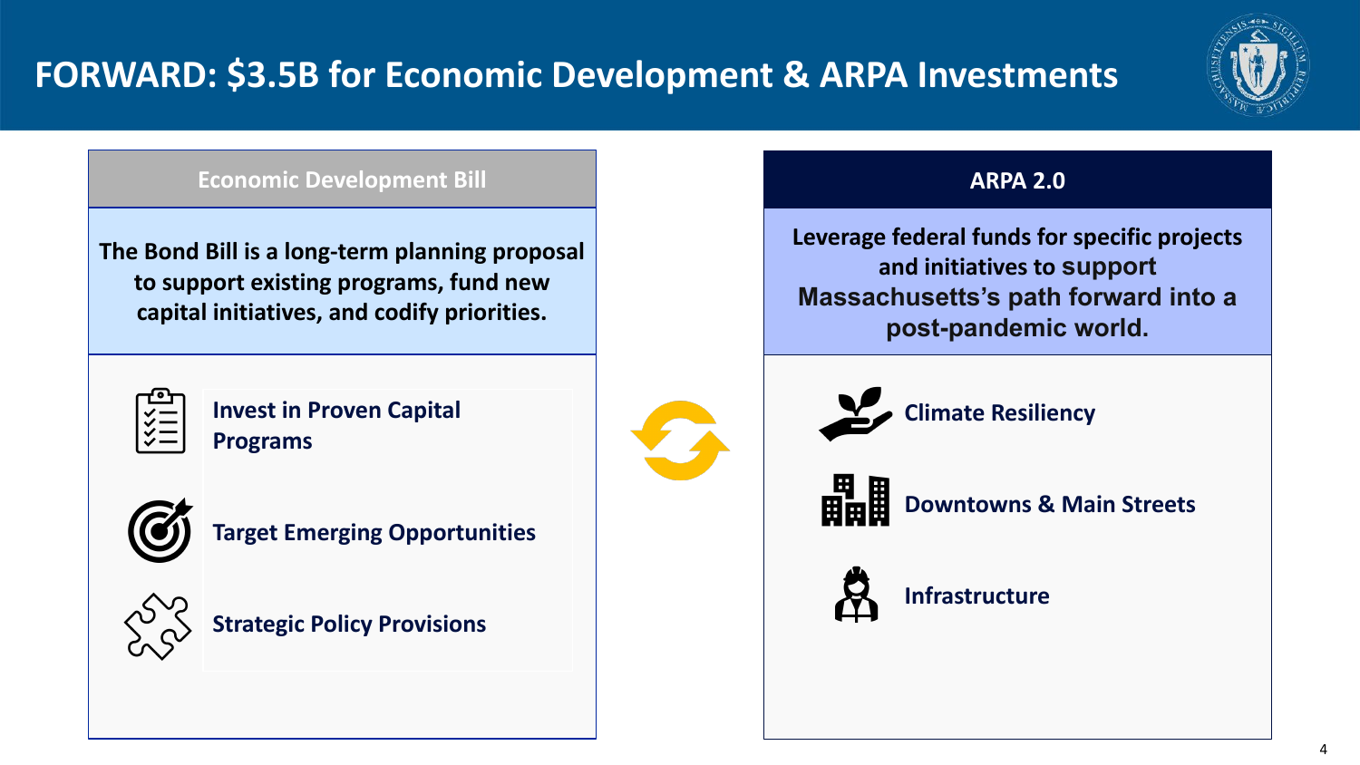# FORWARD: $3.5B for Economic Development & ARPA Investments

## Economic Development Bill

**The Bond Bill is a long-term planning proposal to support existing programs, fund new capital initiatives, and codify priorities.**

- **Invest in Proven Capital Programs**
- **Target Emerging Opportunities**
- **Strategic Policy Provisions**

## ARPA 2.0

**Leverage federal funds for specific projects and initiatives to support Massachusetts's path forward into a post-pandemic world.**

- **Climate Resiliency**
- **Downtowns & Main Streets**
- **Infrastructure**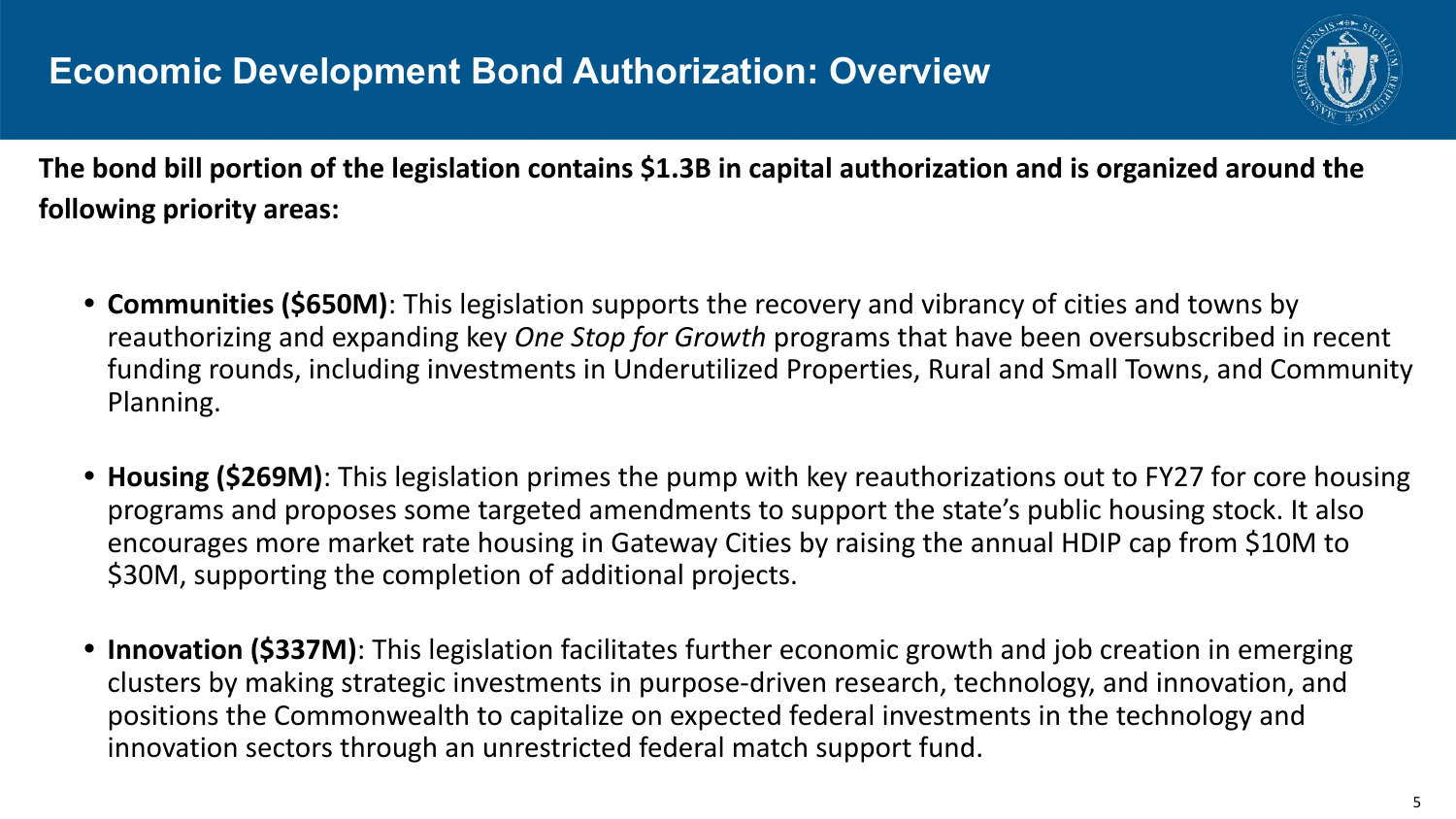# Economic Development Bond Authorization: Overview

**The bond bill portion of the legislation contains $1.3B in capital authorization and is organized around the following priority areas:**

- **Communities ($650M)**: This legislation supports the recovery and vibrancy of cities and towns by reauthorizing and expanding key *One Stop for Growth* programs that have been oversubscribed in recent funding rounds, including investments in Underutilized Properties, Rural and Small Towns, and Community Planning.
- **Housing ($269M)**: This legislation primes the pump with key reauthorizations out to FY27 for core housing programs and proposes some targeted amendments to support the state's public housing stock. It also encourages more market rate housing in Gateway Cities by raising the annual HDIP cap from $10M to $30M, supporting the completion of additional projects.
- **Innovation ($337M)**: This legislation facilitates further economic growth and job creation in emerging clusters by making strategic investments in purpose-driven research, technology, and innovation, and positions the Commonwealth to capitalize on expected federal investments in the technology and innovation sectors through an unrestricted federal match support fund.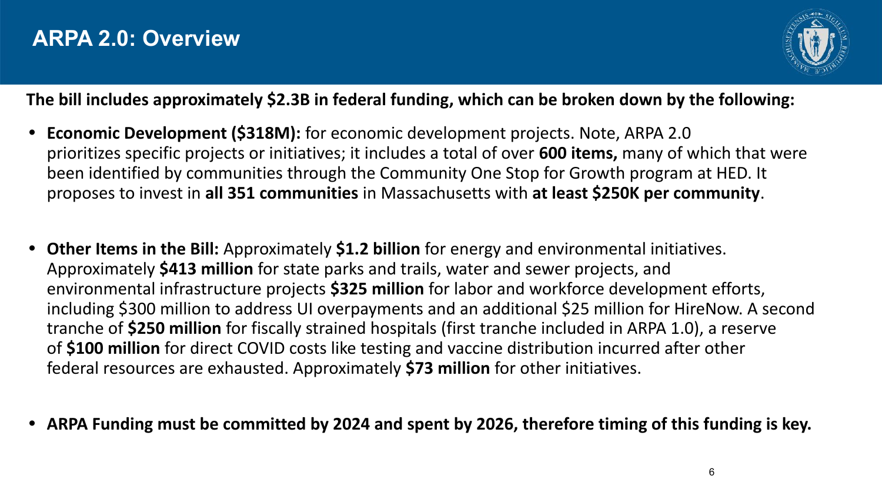# ARPA 2.0: Overview

**The bill includes approximately $2.3B in federal funding, which can be broken down by the following:**

- **Economic Development ($318M):** for economic development projects. Note, ARPA 2.0 prioritizes specific projects or initiatives; it includes a total of over **600 items,** many of which that were been identified by communities through the Community One Stop for Growth program at HED. It proposes to invest in **all 351 communities** in Massachusetts with **at least $250K per community**.

- **Other Items in the Bill:** Approximately **$1.2 billion** for energy and environmental initiatives. Approximately **$413 million** for state parks and trails, water and sewer projects, and environmental infrastructure projects **$325 million** for labor and workforce development efforts, including $300 million to address UI overpayments and an additional $25 million for HireNow. A second tranche of **$250 million** for fiscally strained hospitals (first tranche included in ARPA 1.0), a reserve of **$100 million** for direct COVID costs like testing and vaccine distribution incurred after other federal resources are exhausted. Approximately **$73 million** for other initiatives.

- **ARPA Funding must be committed by 2024 and spent by 2026, therefore timing of this funding is key.**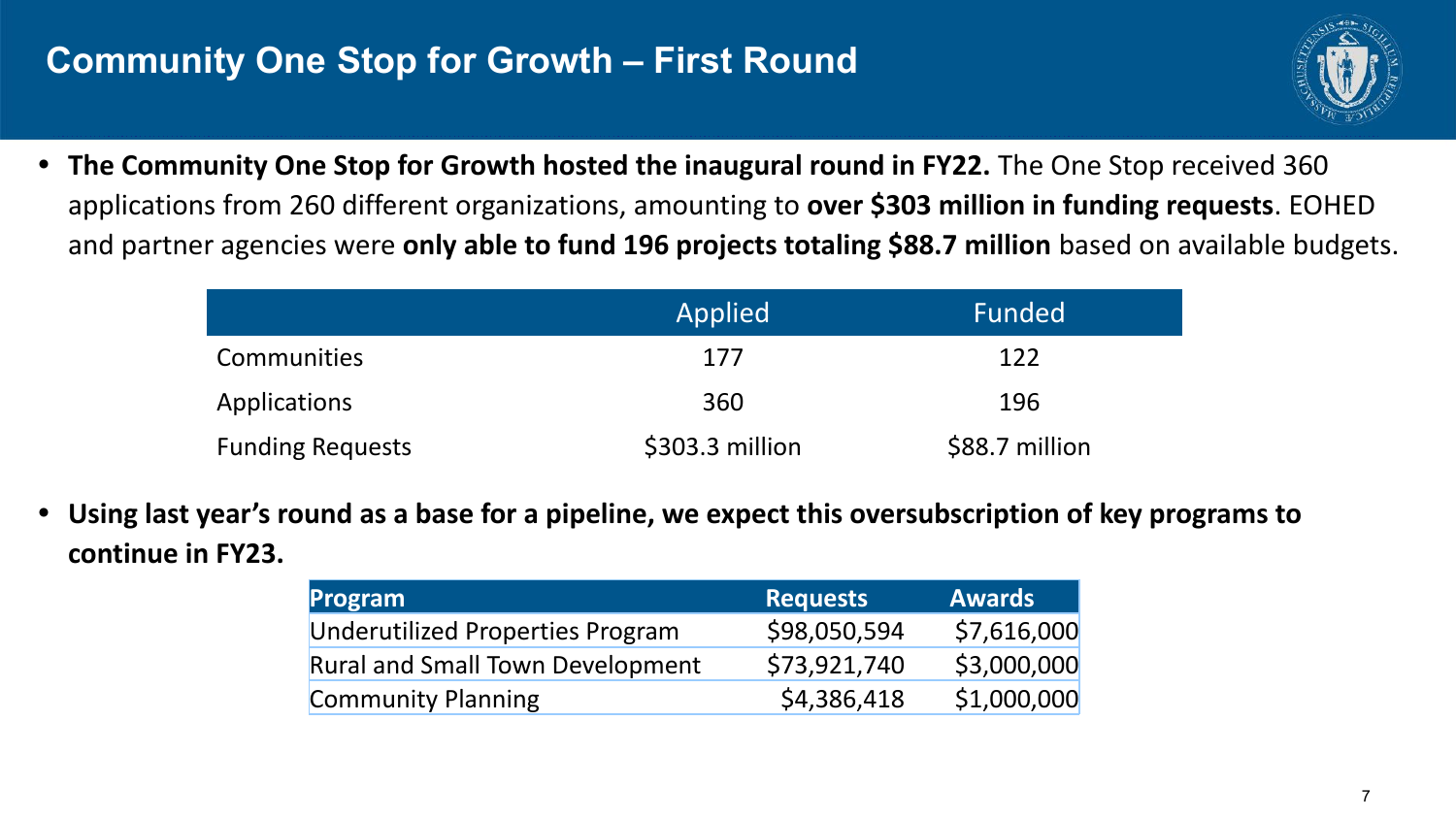# Community One Stop for Growth – First Round

- **The Community One Stop for Growth hosted the inaugural round in FY22.** The One Stop received 360 applications from 260 different organizations, amounting to **over $303 million in funding requests**. EOHED and partner agencies were **only able to fund 196 projects totaling $88.7 million** based on available budgets.

| | Applied | Funded |
|---|---|---|
| Communities | 177 | 122 |
| Applications | 360 | 196 |
| Funding Requests | $303.3 million | $88.7 million |

- **Using last year's round as a base for a pipeline, we expect this oversubscription of key programs to continue in FY23.**

| Program | Requests | Awards |
|---|---|---|
| Underutilized Properties Program | $98,050,594 | $7,616,000 |
| Rural and Small Town Development | $73,921,740 | $3,000,000 |
| Community Planning | $4,386,418 | $1,000,000 |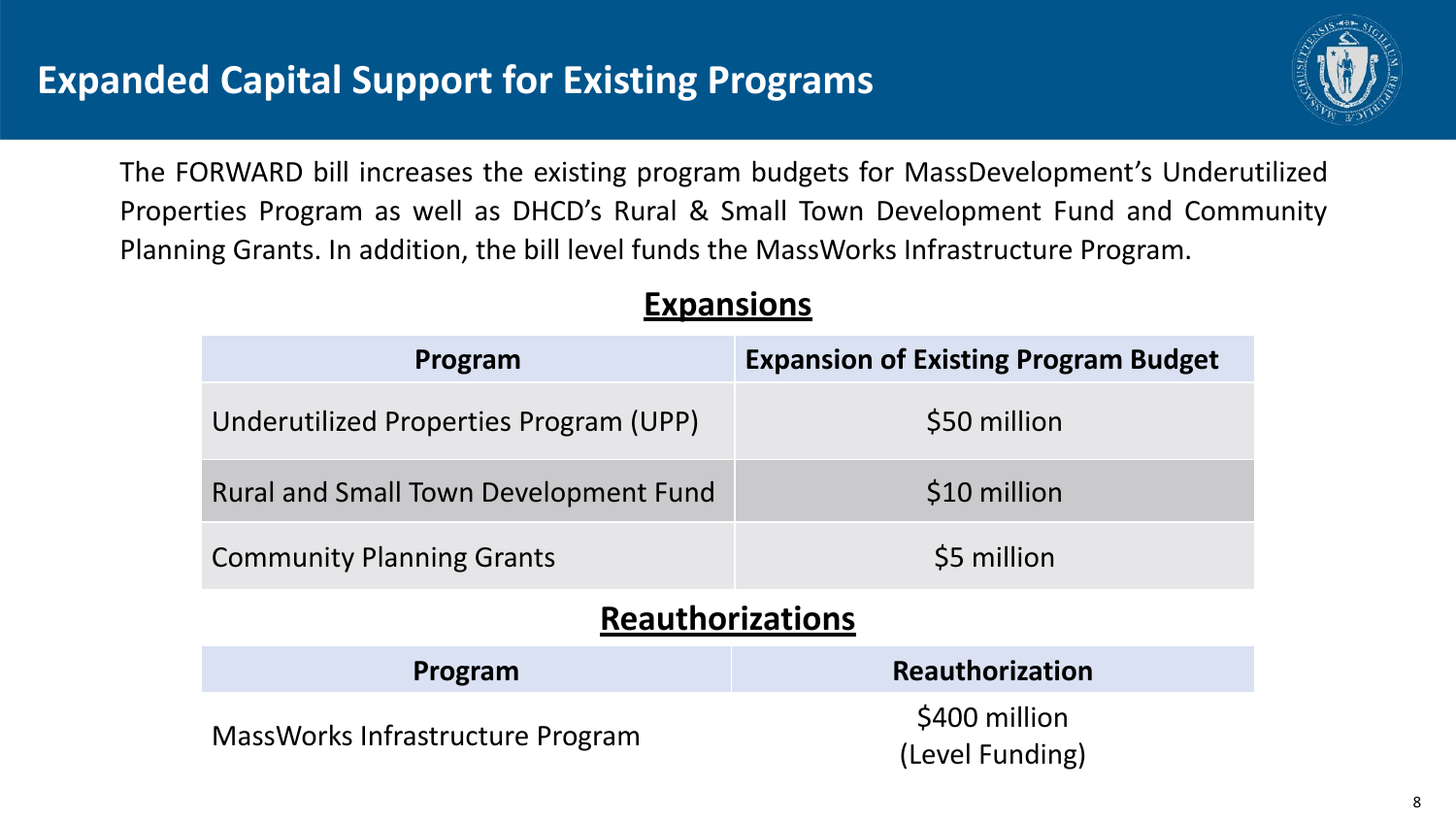# Expanded Capital Support for Existing Programs

The FORWARD bill increases the existing program budgets for MassDevelopment's Underutilized Properties Program as well as DHCD's Rural & Small Town Development Fund and Community Planning Grants. In addition, the bill level funds the MassWorks Infrastructure Program.

## Expansions

| Program | Expansion of Existing Program Budget |
|---|---|
| Underutilized Properties Program (UPP) | $50 million |
| Rural and Small Town Development Fund | $10 million |
| Community Planning Grants | $5 million |

## Reauthorizations

| Program | Reauthorization |
|---|---|
| MassWorks Infrastructure Program | $400 million (Level Funding) |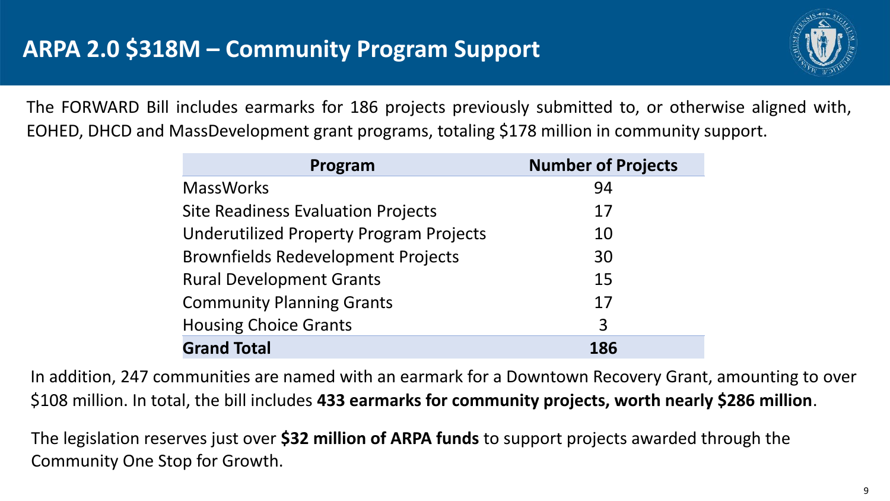# ARPA 2.0 $318M – Community Program Support

The FORWARD Bill includes earmarks for 186 projects previously submitted to, or otherwise aligned with, EOHED, DHCD and MassDevelopment grant programs, totaling $178 million in community support.

| Program | Number of Projects |
|---|---|
| MassWorks | 94 |
| Site Readiness Evaluation Projects | 17 |
| Underutilized Property Program Projects | 10 |
| Brownfields Redevelopment Projects | 30 |
| Rural Development Grants | 15 |
| Community Planning Grants | 17 |
| Housing Choice Grants | 3 |
| **Grand Total** | **186** |

In addition, 247 communities are named with an earmark for a Downtown Recovery Grant, amounting to over $108 million. In total, the bill includes **433 earmarks for community projects, worth nearly $286 million**.

The legislation reserves just over **$32 million of ARPA funds** to support projects awarded through the Community One Stop for Growth.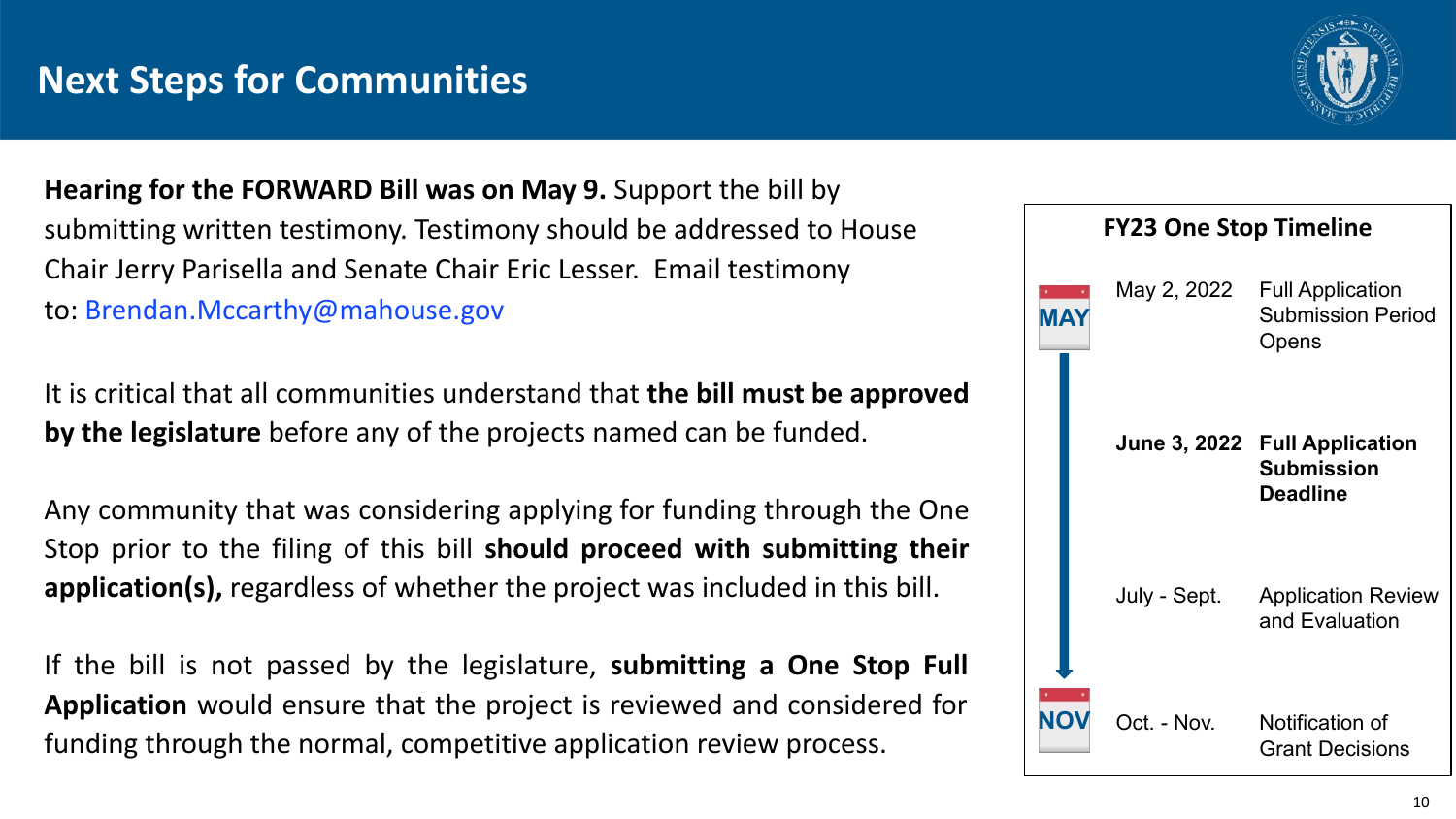# Next Steps for Communities

**Hearing for the FORWARD Bill was on May 9.** Support the bill by submitting written testimony. Testimony should be addressed to House Chair Jerry Parisella and Senate Chair Eric Lesser. Email testimony to: Brendan.Mccarthy@mahouse.gov

It is critical that all communities understand that **the bill must be approved by the legislature** before any of the projects named can be funded.

Any community that was considering applying for funding through the One Stop prior to the filing of this bill **should proceed with submitting their application(s),** regardless of whether the project was included in this bill.

If the bill is not passed by the legislature, **submitting a One Stop Full Application** would ensure that the project is reviewed and considered for funding through the normal, competitive application review process.

**FY23 One Stop Timeline**

| | | |
|---|---|---|
| MAY | May 2, 2022 | Full Application Submission Period Opens |
| | **June 3, 2022** | **Full Application Submission Deadline** |
| | July - Sept. | Application Review and Evaluation |
| NOV | Oct. - Nov. | Notification of Grant Decisions |